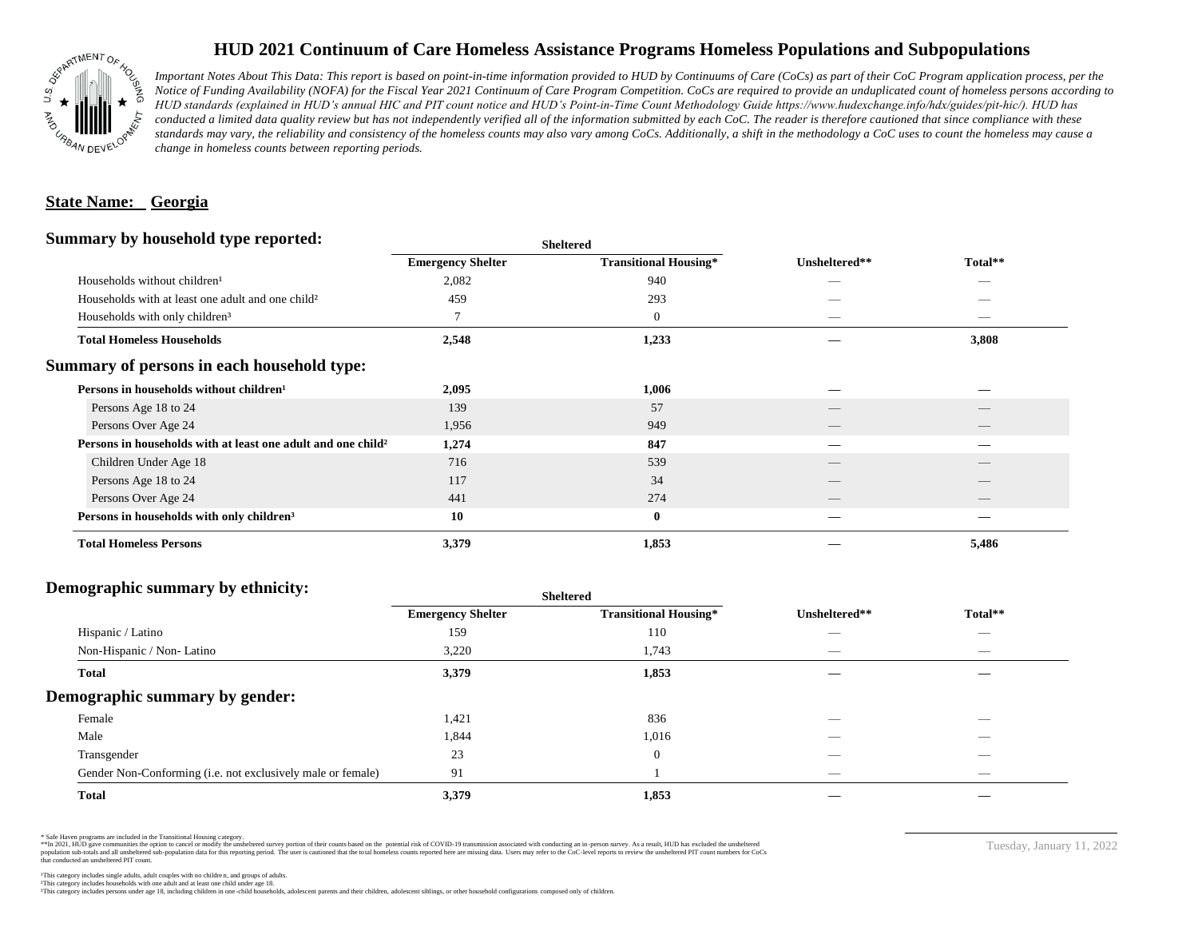# HUD 2021 Continuum of Care Homeless Assistance Programs Homeless Populations and Subpopulations

*Important Notes About This Data: This report is based on point-in-time information provided to HUD by Continuums of Care (CoCs) as part of their CoC Program application process, per the Notice of Funding Availability (NOFA) for the Fiscal Year 2021 Continuum of Care Program Competition. CoCs are required to provide an unduplicated count of homeless persons according to HUD standards (explained in HUD's annual HIC and PIT count notice and HUD's Point-in-Time Count Methodology Guide https://www.hudexchange.info/hdx/guides/pit-hic/). HUD has conducted a limited data quality review but has not independently verified all of the information submitted by each CoC. The reader is therefore cautioned that since compliance with these standards may vary, the reliability and consistency of the homeless counts may also vary among CoCs. Additionally, a shift in the methodology a CoC uses to count the homeless may cause a change in homeless counts between reporting periods.*

## State Name: Georgia

## Summary by household type reported:

| | Sheltered | | | |
|---|---|---|---|---|
| | Emergency Shelter | Transitional Housing* | Unsheltered** | Total** |
| Households without children¹ | 2,082 | 940 | — | — |
| Households with at least one adult and one child² | 459 | 293 | — | — |
| Households with only children³ | 7 | 0 | — | — |
| **Total Homeless Households** | **2,548** | **1,233** | **—** | **3,808** |

## Summary of persons in each household type:

| | Emergency Shelter | Transitional Housing* | Unsheltered** | Total** |
|---|---|---|---|---|
| **Persons in households without children¹** | **2,095** | **1,006** | **—** | **—** |
| Persons Age 18 to 24 | 139 | 57 | — | — |
| Persons Over Age 24 | 1,956 | 949 | — | — |
| **Persons in households with at least one adult and one child²** | **1,274** | **847** | **—** | **—** |
| Children Under Age 18 | 716 | 539 | — | — |
| Persons Age 18 to 24 | 117 | 34 | — | — |
| Persons Over Age 24 | 441 | 274 | — | — |
| **Persons in households with only children³** | **10** | **0** | **—** | **—** |
| **Total Homeless Persons** | **3,379** | **1,853** | **—** | **5,486** |

## Demographic summary by ethnicity:

| | Sheltered | | | |
|---|---|---|---|---|
| | Emergency Shelter | Transitional Housing* | Unsheltered** | Total** |
| Hispanic / Latino | 159 | 110 | — | — |
| Non-Hispanic / Non- Latino | 3,220 | 1,743 | — | — |
| **Total** | **3,379** | **1,853** | **—** | **—** |

## Demographic summary by gender:

| | Emergency Shelter | Transitional Housing* | Unsheltered** | Total** |
|---|---|---|---|---|
| Female | 1,421 | 836 | — | — |
| Male | 1,844 | 1,016 | — | — |
| Transgender | 23 | 0 | — | — |
| Gender Non-Conforming (i.e. not exclusively male or female) | 91 | 1 | — | — |
| **Total** | **3,379** | **1,853** | **—** | **—** |

\* Safe Haven programs are included in the Transitional Housing category.
\*\*In 2021, HUD gave communities the option to cancel or modify the unsheltered survey portion of their counts based on the potential risk of COVID-19 transmission associated with conducting an in-person survey. As a result, HUD has excluded the unsheltered population sub-totals and all unsheltered sub-population data for this reporting period. The user is cautioned that the total homeless counts reported here are missing data. Users may refer to the CoC-level reports to review the unsheltered PIT count numbers for CoCs that conducted an unsheltered PIT count.

¹This category includes single adults, adult couples with no children, and groups of adults.
²This category includes households with one adult and at least one child under age 18.
³This category includes persons under age 18, including children in one-child households, adolescent parents and their children, adolescent siblings, or other household configurations composed only of children.

Tuesday, January 11, 2022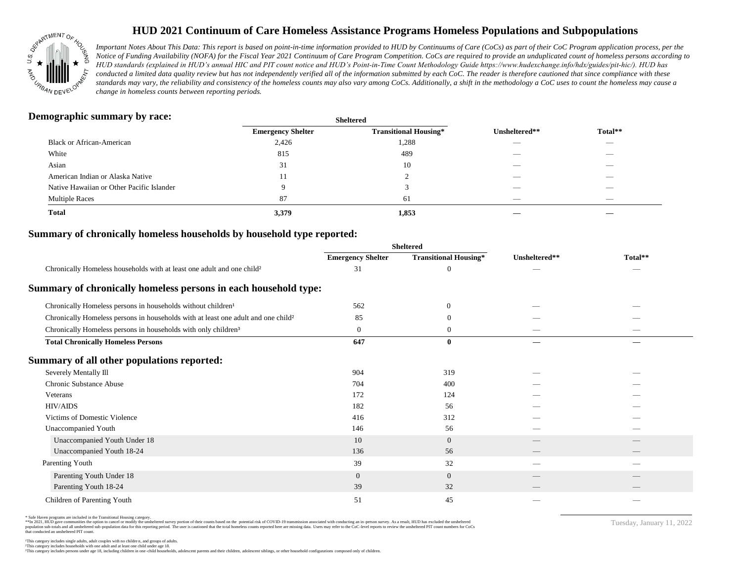# HUD 2021 Continuum of Care Homeless Assistance Programs Homeless Populations and Subpopulations

*Important Notes About This Data: This report is based on point-in-time information provided to HUD by Continuums of Care (CoCs) as part of their CoC Program application process, per the Notice of Funding Availability (NOFA) for the Fiscal Year 2021 Continuum of Care Program Competition. CoCs are required to provide an unduplicated count of homeless persons according to HUD standards (explained in HUD's annual HIC and PIT count notice and HUD's Point-in-Time Count Methodology Guide https://www.hudexchange.info/hdx/guides/pit-hic/). HUD has conducted a limited data quality review but has not independently verified all of the information submitted by each CoC. The reader is therefore cautioned that since compliance with these standards may vary, the reliability and consistency of the homeless counts may also vary among CoCs. Additionally, a shift in the methodology a CoC uses to count the homeless may cause a change in homeless counts between reporting periods.*

## Demographic summary by race:

| | Sheltered | | | |
|---|---|---|---|---|
| | Emergency Shelter | Transitional Housing* | Unsheltered** | Total** |
| Black or African-American | 2,426 | 1,288 | — | — |
| White | 815 | 489 | — | — |
| Asian | 31 | 10 | — | — |
| American Indian or Alaska Native | 11 | 2 | — | — |
| Native Hawaiian or Other Pacific Islander | 9 | 3 | — | — |
| Multiple Races | 87 | 61 | — | — |
| **Total** | **3,379** | **1,853** | **—** | **—** |

## Summary of chronically homeless households by household type reported:

| | Sheltered | | | |
|---|---|---|---|---|
| | Emergency Shelter | Transitional Housing* | Unsheltered** | Total** |
| Chronically Homeless households with at least one adult and one child² | 31 | 0 | — | — |

## Summary of chronically homeless persons in each household type:

| | Emergency Shelter | Transitional Housing* | Unsheltered** | Total** |
|---|---|---|---|---|
| Chronically Homeless persons in households without children¹ | 562 | 0 | — | — |
| Chronically Homeless persons in households with at least one adult and one child² | 85 | 0 | — | — |
| Chronically Homeless persons in households with only children³ | 0 | 0 | — | — |
| **Total Chronically Homeless Persons** | **647** | **0** | **—** | **—** |

## Summary of all other populations reported:

| | Emergency Shelter | Transitional Housing* | Unsheltered** | Total** |
|---|---|---|---|---|
| Severely Mentally Ill | 904 | 319 | — | — |
| Chronic Substance Abuse | 704 | 400 | — | — |
| Veterans | 172 | 124 | — | — |
| HIV/AIDS | 182 | 56 | — | — |
| Victims of Domestic Violence | 416 | 312 | — | — |
| Unaccompanied Youth | 146 | 56 | — | — |
| Unaccompanied Youth Under 18 | 10 | 0 | — | — |
| Unaccompanied Youth 18-24 | 136 | 56 | — | — |
| Parenting Youth | 39 | 32 | — | — |
| Parenting Youth Under 18 | 0 | 0 | — | — |
| Parenting Youth 18-24 | 39 | 32 | — | — |
| Children of Parenting Youth | 51 | 45 | — | — |

\* Safe Haven programs are included in the Transitional Housing category.
\*\*In 2021, HUD gave communities the option to cancel or modify the unsheltered survey portion of their counts based on the potential risk of COVID-19 transmission associated with conducting an in-person survey. As a result, HUD has excluded the unsheltered population sub-totals and all unsheltered sub-population data for this reporting period. The user is cautioned that the total homeless counts reported here are missing data. Users may refer to the CoC-level reports to review the unsheltered PIT count numbers for CoCs that conducted an unsheltered PIT count.

¹This category includes single adults, adult couples with no children, and groups of adults.
²This category includes households with one adult and at least one child under age 18.
³This category includes persons under age 18, including children in one-child households, adolescent parents and their children, adolescent siblings, or other household configurations composed only of children.

Tuesday, January 11, 2022